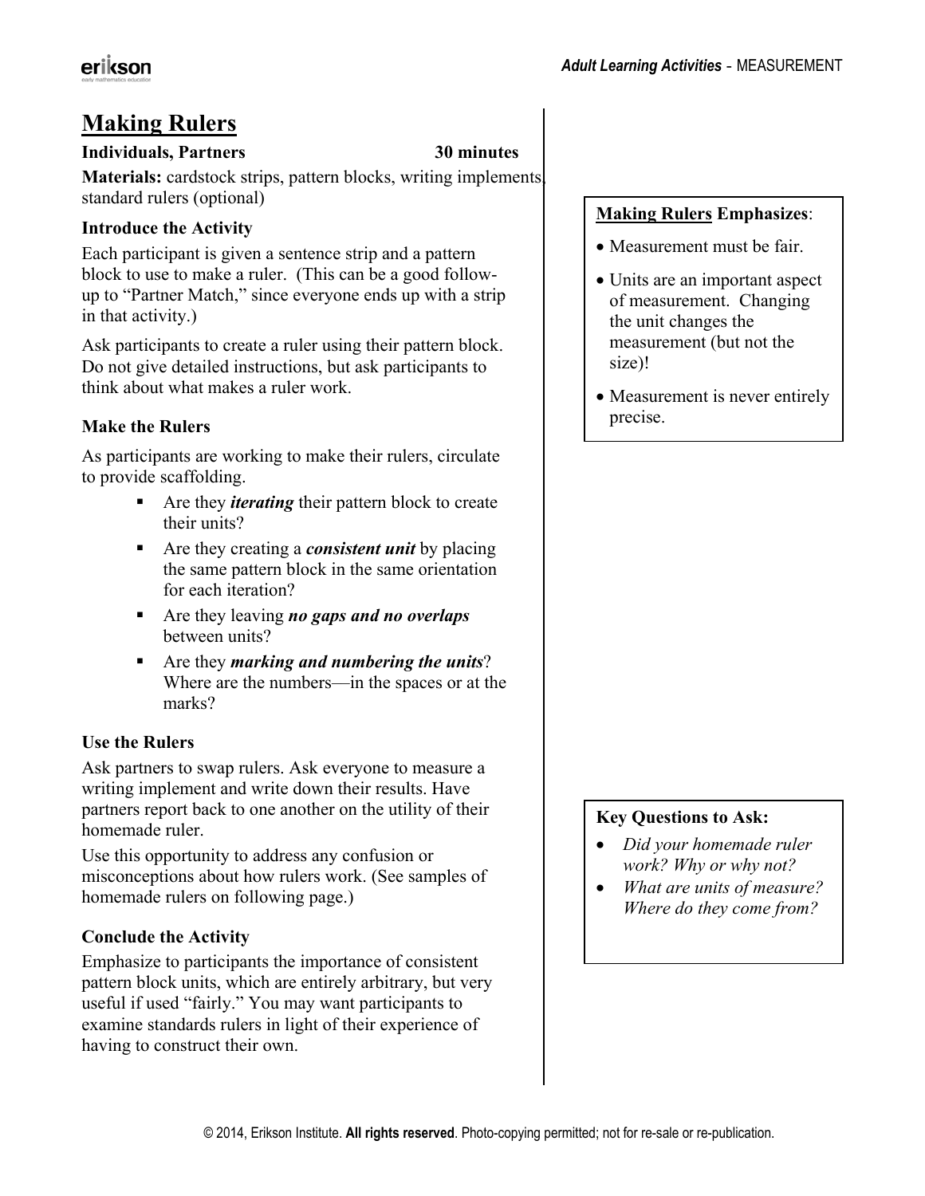# Making Rulers

**Individuals, Partners** **30 minutes**

**Materials:** cardstock strips, pattern blocks, writing implements, standard rulers (optional)

### Introduce the Activity

Each participant is given a sentence strip and a pattern block to use to make a ruler. (This can be a good follow-up to "Partner Match," since everyone ends up with a strip in that activity.)

Ask participants to create a ruler using their pattern block. Do not give detailed instructions, but ask participants to think about what makes a ruler work.

### Make the Rulers

As participants are working to make their rulers, circulate to provide scaffolding.

- Are they ***iterating*** their pattern block to create their units?
- Are they creating a ***consistent unit*** by placing the same pattern block in the same orientation for each iteration?
- Are they leaving ***no gaps and no overlaps*** between units?
- Are they ***marking and numbering the units***? Where are the numbers—in the spaces or at the marks?

### Use the Rulers

Ask partners to swap rulers. Ask everyone to measure a writing implement and write down their results. Have partners report back to one another on the utility of their homemade ruler.

Use this opportunity to address any confusion or misconceptions about how rulers work. (See samples of homemade rulers on following page.)

### Conclude the Activity

Emphasize to participants the importance of consistent pattern block units, which are entirely arbitrary, but very useful if used "fairly." You may want participants to examine standards rulers in light of their experience of having to construct their own.

**Making Rulers Emphasizes**:

- Measurement must be fair.
- Units are an important aspect of measurement. Changing the unit changes the measurement (but not the size)!
- Measurement is never entirely precise.

**Key Questions to Ask:**

- *Did your homemade ruler work? Why or why not?*
- *What are units of measure? Where do they come from?*

© 2014, Erikson Institute. **All rights reserved**. Photo-copying permitted; not for re-sale or re-publication.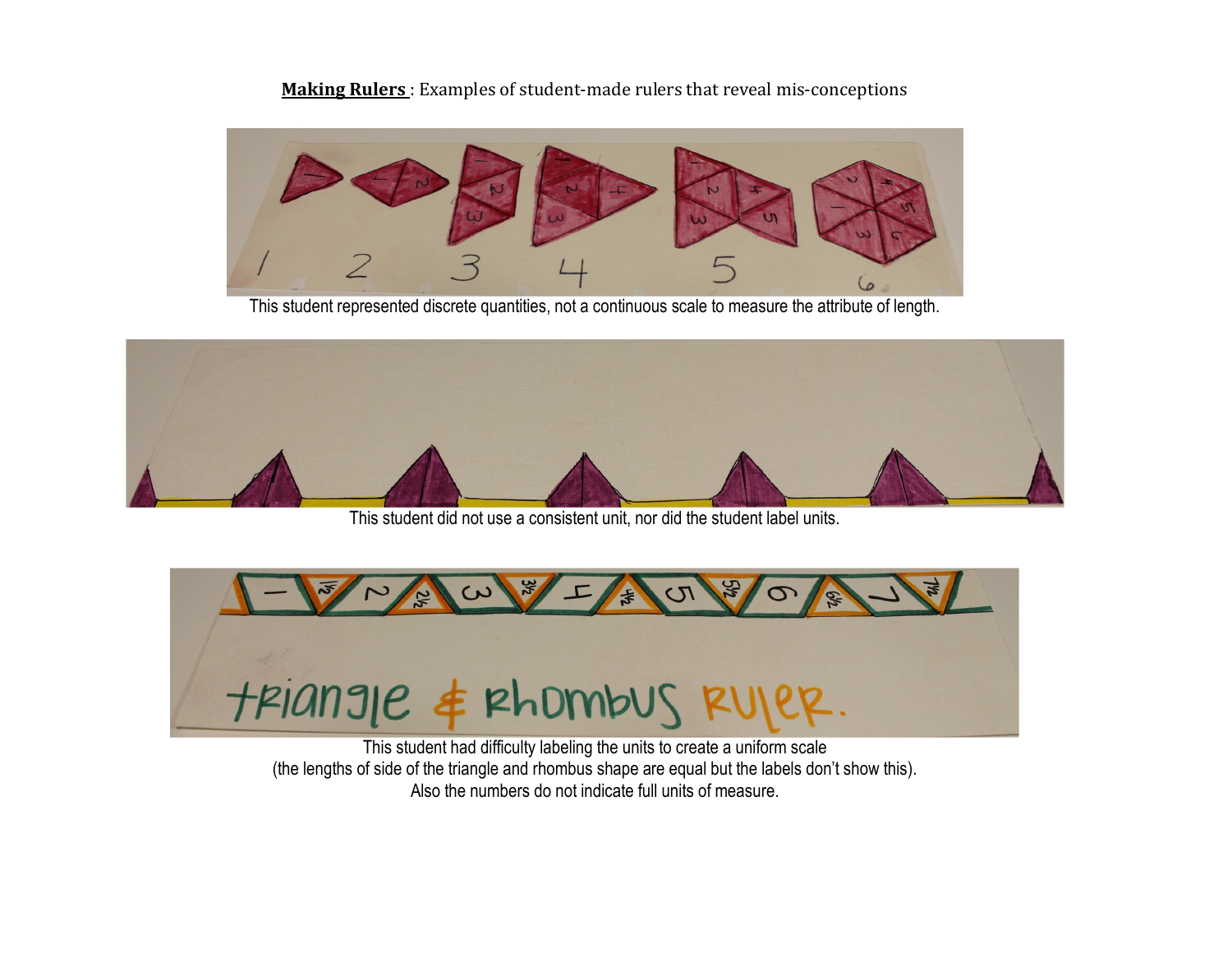**Making Rulers** : Examples of student-made rulers that reveal mis-conceptions

This student represented discrete quantities, not a continuous scale to measure the attribute of length.

This student did not use a consistent unit, nor did the student label units.

This student had difficulty labeling the units to create a uniform scale
(the lengths of side of the triangle and rhombus shape are equal but the labels don't show this).
Also the numbers do not indicate full units of measure.